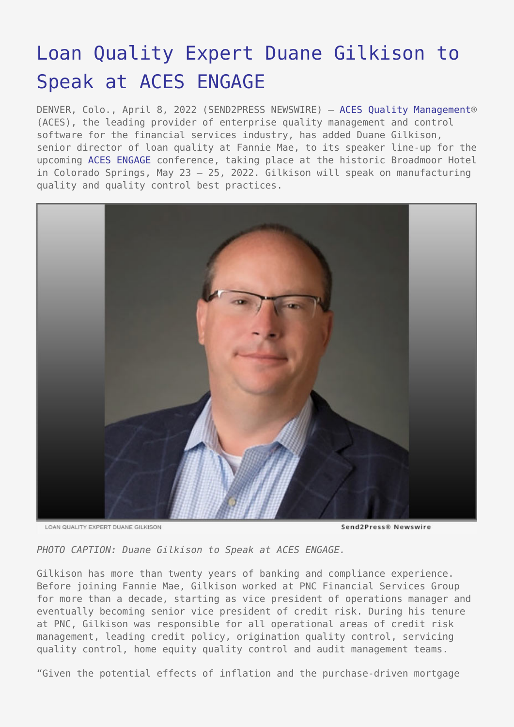# Loan Quality Expert Duane Gilkison to Speak at ACES ENGAGE

DENVER, Colo., April 8, 2022 (SEND2PRESS NEWSWIRE) — ACES Quality Management® (ACES), the leading provider of enterprise quality management and control software for the financial services industry, has added Duane Gilkison, senior director of loan quality at Fannie Mae, to its speaker line-up for the upcoming ACES ENGAGE conference, taking place at the historic Broadmoor Hotel in Colorado Springs, May 23 – 25, 2022. Gilkison will speak on manufacturing quality and quality control best practices.

LOAN QUALITY EXPERT DUANE GILKISON

Send2Press® Newswire

*PHOTO CAPTION: Duane Gilkison to Speak at ACES ENGAGE.*

Gilkison has more than twenty years of banking and compliance experience. Before joining Fannie Mae, Gilkison worked at PNC Financial Services Group for more than a decade, starting as vice president of operations manager and eventually becoming senior vice president of credit risk. During his tenure at PNC, Gilkison was responsible for all operational areas of credit risk management, leading credit policy, origination quality control, servicing quality control, home equity quality control and audit management teams.

"Given the potential effects of inflation and the purchase-driven mortgage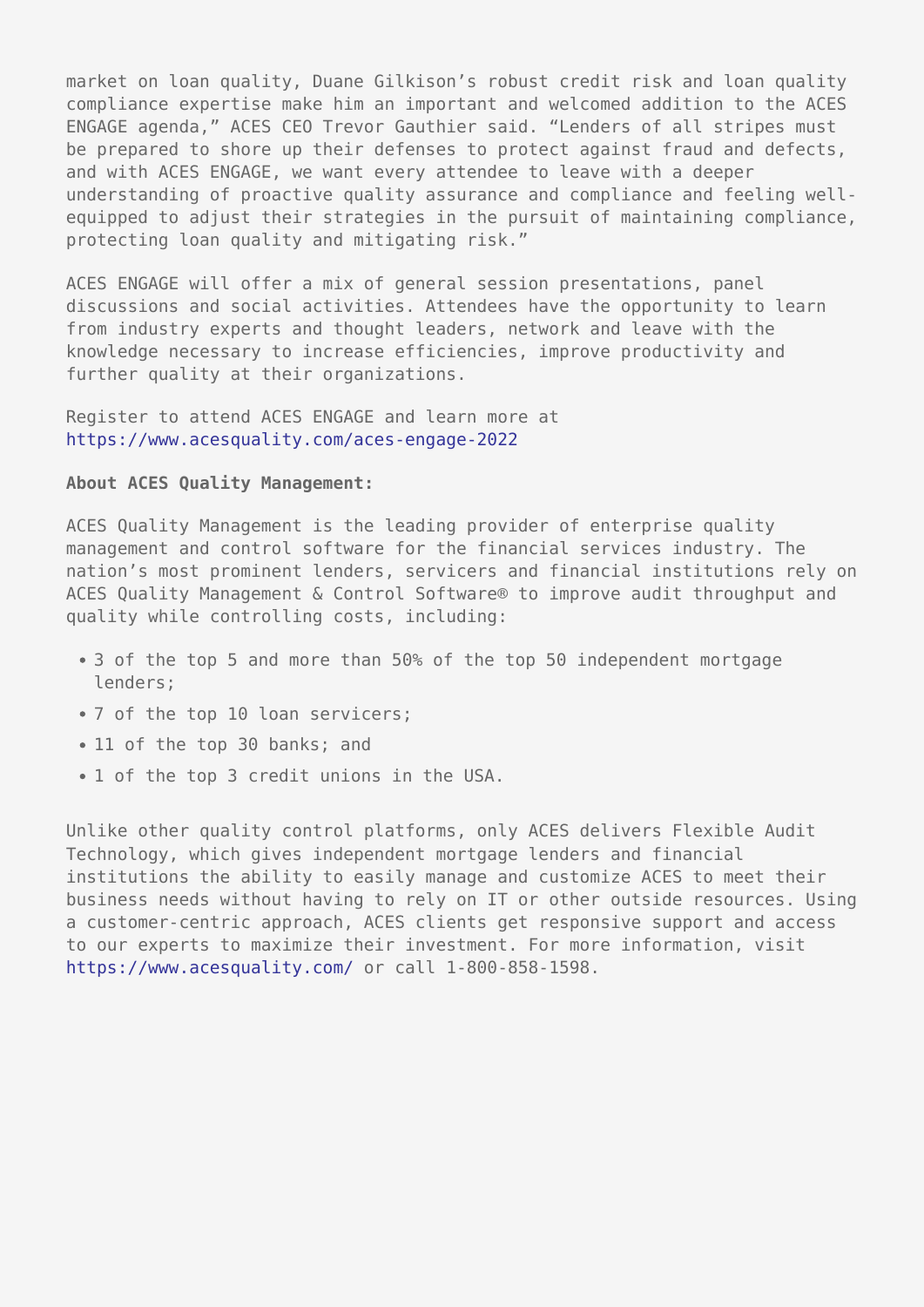market on loan quality, Duane Gilkison's robust credit risk and loan quality compliance expertise make him an important and welcomed addition to the ACES ENGAGE agenda," ACES CEO Trevor Gauthier said. "Lenders of all stripes must be prepared to shore up their defenses to protect against fraud and defects, and with ACES ENGAGE, we want every attendee to leave with a deeper understanding of proactive quality assurance and compliance and feeling well-equipped to adjust their strategies in the pursuit of maintaining compliance, protecting loan quality and mitigating risk."

ACES ENGAGE will offer a mix of general session presentations, panel discussions and social activities. Attendees have the opportunity to learn from industry experts and thought leaders, network and leave with the knowledge necessary to increase efficiencies, improve productivity and further quality at their organizations.

Register to attend ACES ENGAGE and learn more at https://www.acesquality.com/aces-engage-2022

**About ACES Quality Management:**

ACES Quality Management is the leading provider of enterprise quality management and control software for the financial services industry. The nation's most prominent lenders, servicers and financial institutions rely on ACES Quality Management & Control Software® to improve audit throughput and quality while controlling costs, including:

- 3 of the top 5 and more than 50% of the top 50 independent mortgage lenders;
- 7 of the top 10 loan servicers;
- 11 of the top 30 banks; and
- 1 of the top 3 credit unions in the USA.

Unlike other quality control platforms, only ACES delivers Flexible Audit Technology, which gives independent mortgage lenders and financial institutions the ability to easily manage and customize ACES to meet their business needs without having to rely on IT or other outside resources. Using a customer-centric approach, ACES clients get responsive support and access to our experts to maximize their investment. For more information, visit https://www.acesquality.com/ or call 1-800-858-1598.